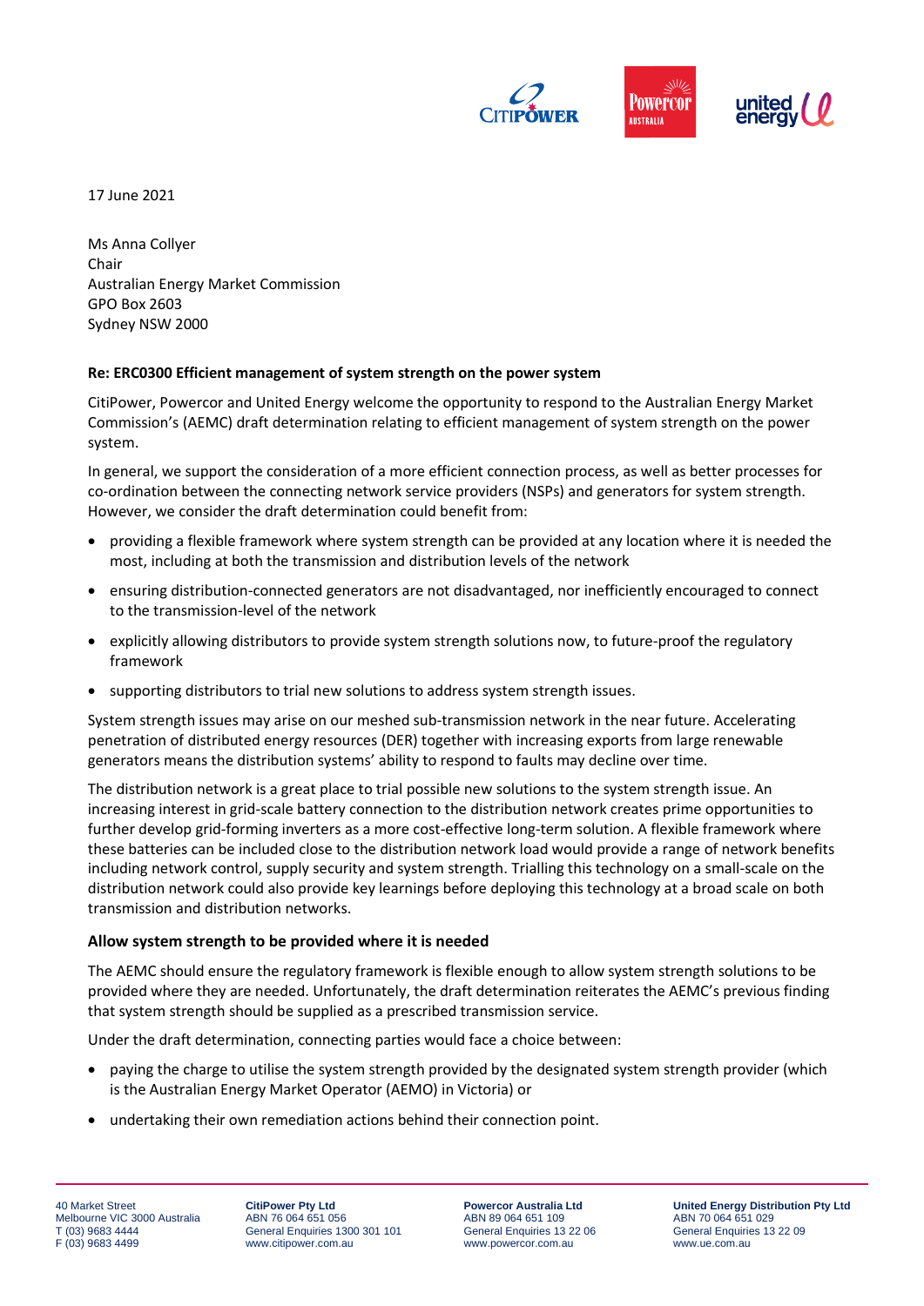17 June 2021

Ms Anna Collyer
Chair
Australian Energy Market Commission
GPO Box 2603
Sydney NSW 2000

**Re: ERC0300 Efficient management of system strength on the power system**

CitiPower, Powercor and United Energy welcome the opportunity to respond to the Australian Energy Market Commission's (AEMC) draft determination relating to efficient management of system strength on the power system.

In general, we support the consideration of a more efficient connection process, as well as better processes for co-ordination between the connecting network service providers (NSPs) and generators for system strength. However, we consider the draft determination could benefit from:

- providing a flexible framework where system strength can be provided at any location where it is needed the most, including at both the transmission and distribution levels of the network
- ensuring distribution-connected generators are not disadvantaged, nor inefficiently encouraged to connect to the transmission-level of the network
- explicitly allowing distributors to provide system strength solutions now, to future-proof the regulatory framework
- supporting distributors to trial new solutions to address system strength issues.

System strength issues may arise on our meshed sub-transmission network in the near future. Accelerating penetration of distributed energy resources (DER) together with increasing exports from large renewable generators means the distribution systems' ability to respond to faults may decline over time.

The distribution network is a great place to trial possible new solutions to the system strength issue. An increasing interest in grid-scale battery connection to the distribution network creates prime opportunities to further develop grid-forming inverters as a more cost-effective long-term solution. A flexible framework where these batteries can be included close to the distribution network load would provide a range of network benefits including network control, supply security and system strength. Trialling this technology on a small-scale on the distribution network could also provide key learnings before deploying this technology at a broad scale on both transmission and distribution networks.

**Allow system strength to be provided where it is needed**

The AEMC should ensure the regulatory framework is flexible enough to allow system strength solutions to be provided where they are needed. Unfortunately, the draft determination reiterates the AEMC's previous finding that system strength should be supplied as a prescribed transmission service.

Under the draft determination, connecting parties would face a choice between:

- paying the charge to utilise the system strength provided by the designated system strength provider (which is the Australian Energy Market Operator (AEMO) in Victoria) or
- undertaking their own remediation actions behind their connection point.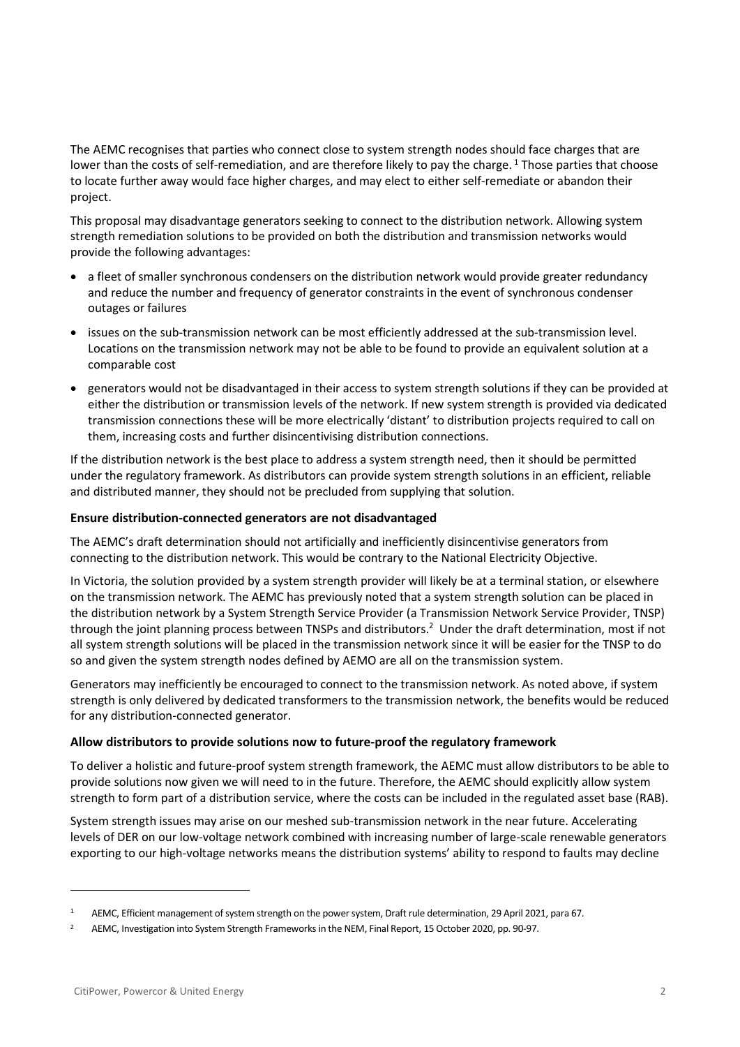The AEMC recognises that parties who connect close to system strength nodes should face charges that are lower than the costs of self-remediation, and are therefore likely to pay the charge.[1] Those parties that choose to locate further away would face higher charges, and may elect to either self-remediate or abandon their project.

This proposal may disadvantage generators seeking to connect to the distribution network. Allowing system strength remediation solutions to be provided on both the distribution and transmission networks would provide the following advantages:

- a fleet of smaller synchronous condensers on the distribution network would provide greater redundancy and reduce the number and frequency of generator constraints in the event of synchronous condenser outages or failures
- issues on the sub-transmission network can be most efficiently addressed at the sub-transmission level. Locations on the transmission network may not be able to be found to provide an equivalent solution at a comparable cost
- generators would not be disadvantaged in their access to system strength solutions if they can be provided at either the distribution or transmission levels of the network. If new system strength is provided via dedicated transmission connections these will be more electrically 'distant' to distribution projects required to call on them, increasing costs and further disincentivising distribution connections.

If the distribution network is the best place to address a system strength need, then it should be permitted under the regulatory framework. As distributors can provide system strength solutions in an efficient, reliable and distributed manner, they should not be precluded from supplying that solution.

**Ensure distribution-connected generators are not disadvantaged**

The AEMC's draft determination should not artificially and inefficiently disincentivise generators from connecting to the distribution network. This would be contrary to the National Electricity Objective.

In Victoria, the solution provided by a system strength provider will likely be at a terminal station, or elsewhere on the transmission network. The AEMC has previously noted that a system strength solution can be placed in the distribution network by a System Strength Service Provider (a Transmission Network Service Provider, TNSP) through the joint planning process between TNSPs and distributors.[2] Under the draft determination, most if not all system strength solutions will be placed in the transmission network since it will be easier for the TNSP to do so and given the system strength nodes defined by AEMO are all on the transmission system.

Generators may inefficiently be encouraged to connect to the transmission network. As noted above, if system strength is only delivered by dedicated transformers to the transmission network, the benefits would be reduced for any distribution-connected generator.

**Allow distributors to provide solutions now to future-proof the regulatory framework**

To deliver a holistic and future-proof system strength framework, the AEMC must allow distributors to be able to provide solutions now given we will need to in the future. Therefore, the AEMC should explicitly allow system strength to form part of a distribution service, where the costs can be included in the regulated asset base (RAB).

System strength issues may arise on our meshed sub-transmission network in the near future. Accelerating levels of DER on our low-voltage network combined with increasing number of large-scale renewable generators exporting to our high-voltage networks means the distribution systems' ability to respond to faults may decline

---

[1] AEMC, Efficient management of system strength on the power system, Draft rule determination, 29 April 2021, para 67.

[2] AEMC, Investigation into System Strength Frameworks in the NEM, Final Report, 15 October 2020, pp. 90-97.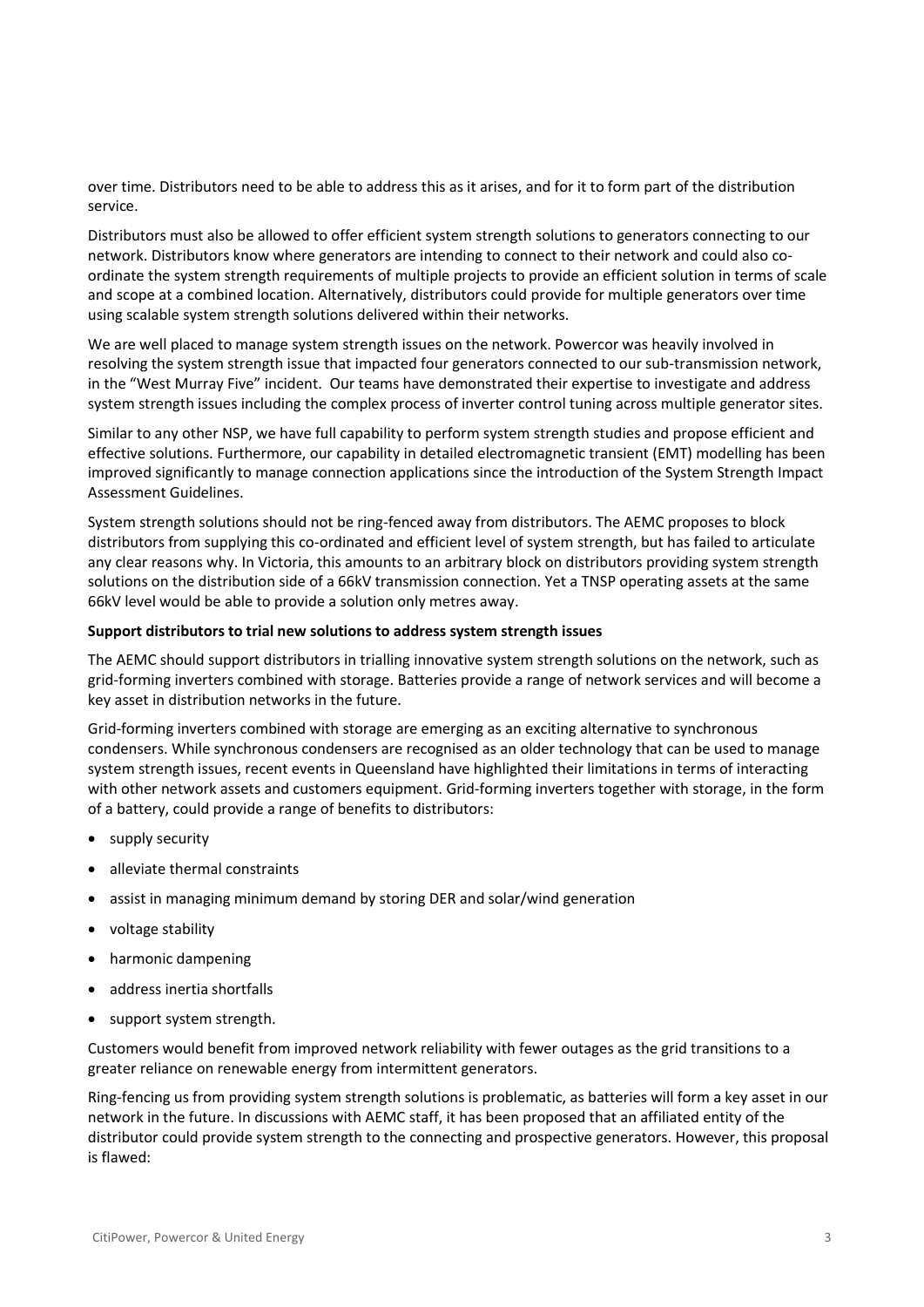over time. Distributors need to be able to address this as it arises, and for it to form part of the distribution service.

Distributors must also be allowed to offer efficient system strength solutions to generators connecting to our network. Distributors know where generators are intending to connect to their network and could also co-ordinate the system strength requirements of multiple projects to provide an efficient solution in terms of scale and scope at a combined location. Alternatively, distributors could provide for multiple generators over time using scalable system strength solutions delivered within their networks.

We are well placed to manage system strength issues on the network. Powercor was heavily involved in resolving the system strength issue that impacted four generators connected to our sub-transmission network, in the "West Murray Five" incident. Our teams have demonstrated their expertise to investigate and address system strength issues including the complex process of inverter control tuning across multiple generator sites.

Similar to any other NSP, we have full capability to perform system strength studies and propose efficient and effective solutions. Furthermore, our capability in detailed electromagnetic transient (EMT) modelling has been improved significantly to manage connection applications since the introduction of the System Strength Impact Assessment Guidelines.

System strength solutions should not be ring-fenced away from distributors. The AEMC proposes to block distributors from supplying this co-ordinated and efficient level of system strength, but has failed to articulate any clear reasons why. In Victoria, this amounts to an arbitrary block on distributors providing system strength solutions on the distribution side of a 66kV transmission connection. Yet a TNSP operating assets at the same 66kV level would be able to provide a solution only metres away.

**Support distributors to trial new solutions to address system strength issues**

The AEMC should support distributors in trialling innovative system strength solutions on the network, such as grid-forming inverters combined with storage. Batteries provide a range of network services and will become a key asset in distribution networks in the future.

Grid-forming inverters combined with storage are emerging as an exciting alternative to synchronous condensers. While synchronous condensers are recognised as an older technology that can be used to manage system strength issues, recent events in Queensland have highlighted their limitations in terms of interacting with other network assets and customers equipment. Grid-forming inverters together with storage, in the form of a battery, could provide a range of benefits to distributors:

- supply security
- alleviate thermal constraints
- assist in managing minimum demand by storing DER and solar/wind generation
- voltage stability
- harmonic dampening
- address inertia shortfalls
- support system strength.

Customers would benefit from improved network reliability with fewer outages as the grid transitions to a greater reliance on renewable energy from intermittent generators.

Ring-fencing us from providing system strength solutions is problematic, as batteries will form a key asset in our network in the future. In discussions with AEMC staff, it has been proposed that an affiliated entity of the distributor could provide system strength to the connecting and prospective generators. However, this proposal is flawed: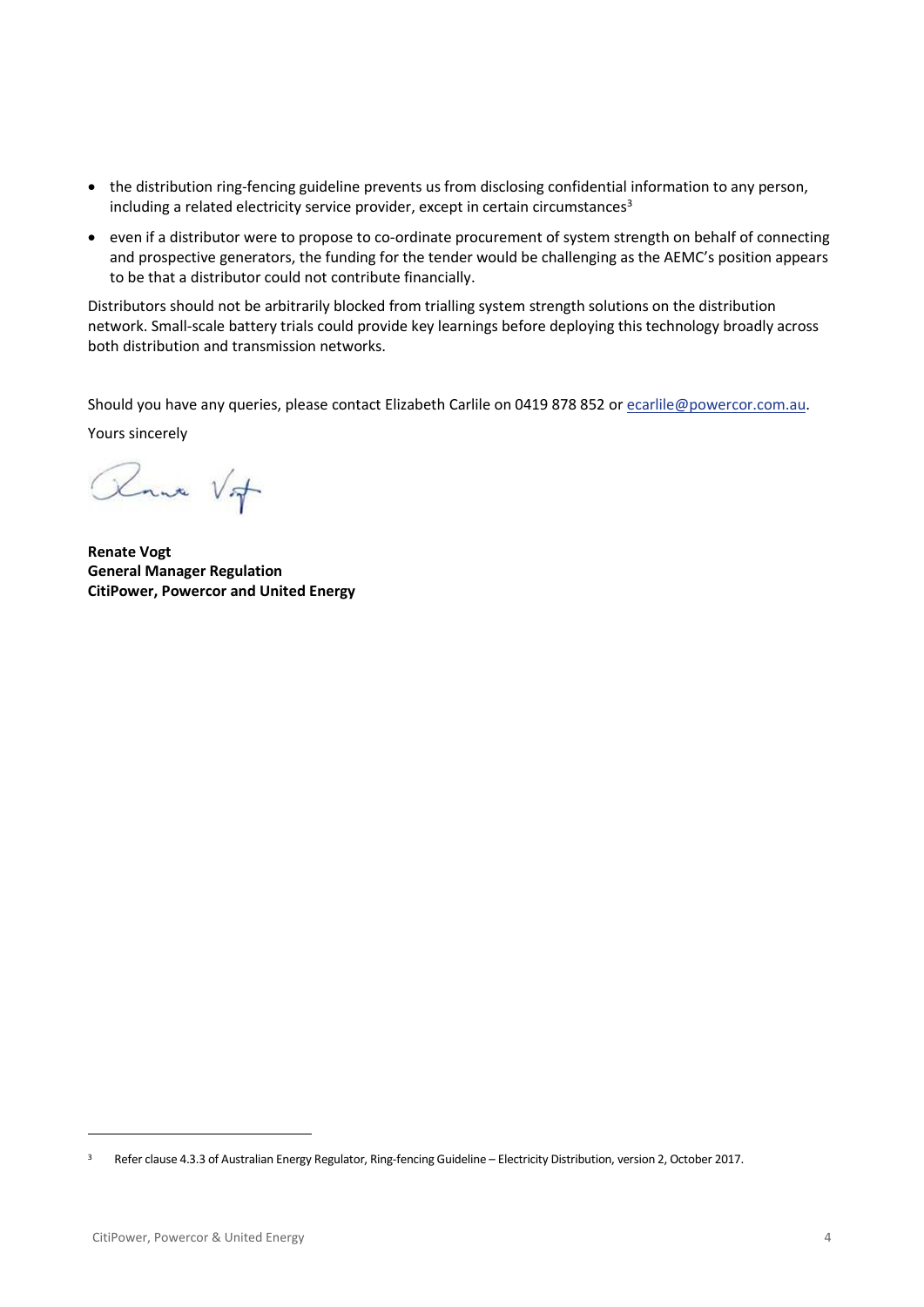- the distribution ring-fencing guideline prevents us from disclosing confidential information to any person, including a related electricity service provider, except in certain circumstances[3]
- even if a distributor were to propose to co-ordinate procurement of system strength on behalf of connecting and prospective generators, the funding for the tender would be challenging as the AEMC's position appears to be that a distributor could not contribute financially.

Distributors should not be arbitrarily blocked from trialling system strength solutions on the distribution network. Small-scale battery trials could provide key learnings before deploying this technology broadly across both distribution and transmission networks.

Should you have any queries, please contact Elizabeth Carlile on 0419 878 852 or ecarlile@powercor.com.au.

Yours sincerely

**Renate Vogt**
**General Manager Regulation**
**CitiPower, Powercor and United Energy**

[3] Refer clause 4.3.3 of Australian Energy Regulator, Ring-fencing Guideline – Electricity Distribution, version 2, October 2017.